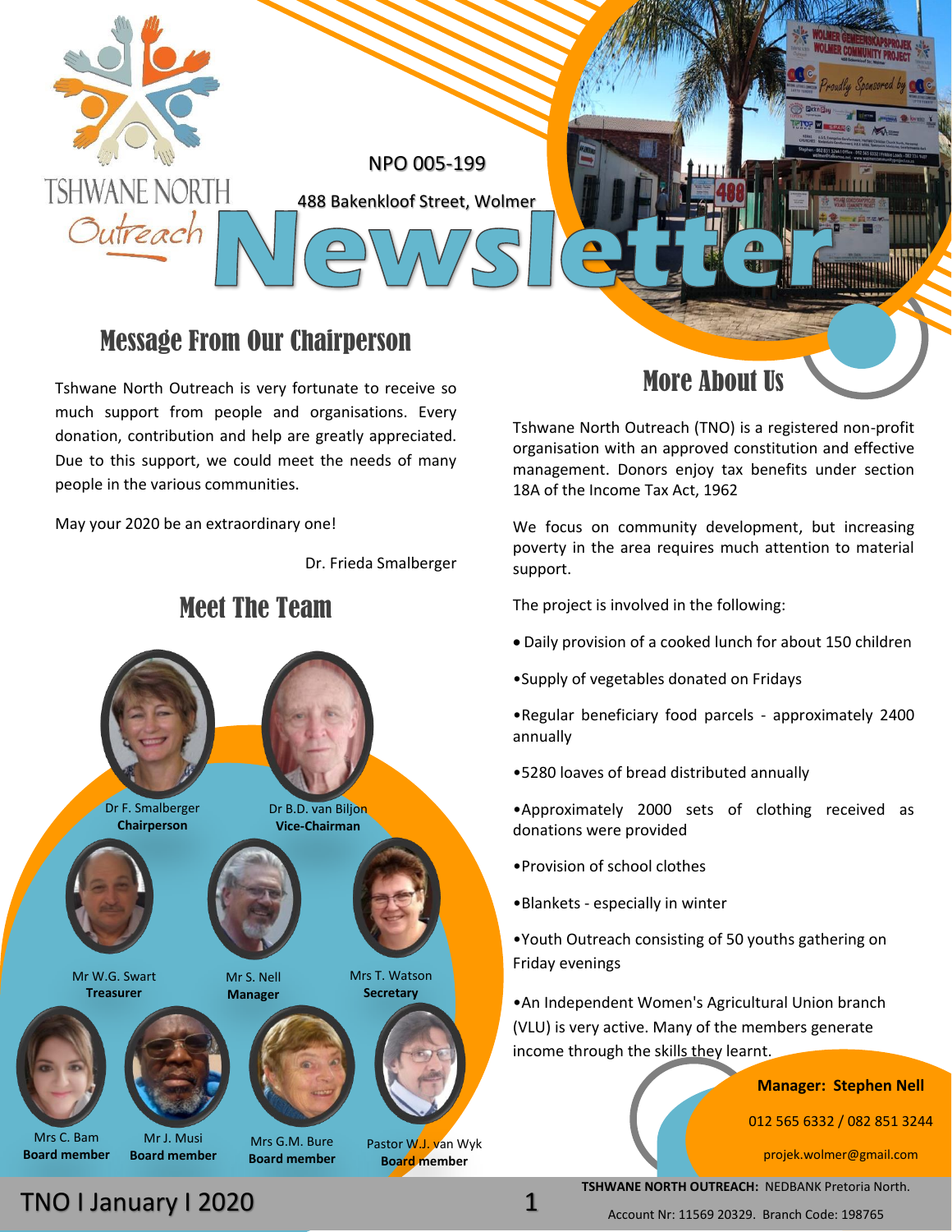TSHWANE NORTH Outreach

NPO 005-199

488 Bakenkloof Street, Wolmer

# Newsletter

## Message From Our Chairperson

Tshwane North Outreach is very fortunate to receive so much support from people and organisations. Every donation, contribution and help are greatly appreciated. Due to this support, we could meet the needs of many people in the various communities.

May your 2020 be an extraordinary one!

Dr. Frieda Smalberger

## Meet The Team

Dr F. Smalberger
**Chairperson**

Dr B.D. van Biljon
**Vice-Chairman**

Mr W.G. Swart
**Treasurer**

Mr S. Nell
**Manager**

Mrs T. Watson
**Secretary**

Mrs C. Bam
**Board member**

Mr J. Musi
**Board member**

Mrs G.M. Bure
**Board member**

Pastor W.J. van Wyk
**Board member**

## More About Us

Tshwane North Outreach (TNO) is a registered non-profit organisation with an approved constitution and effective management. Donors enjoy tax benefits under section 18A of the Income Tax Act, 1962

We focus on community development, but increasing poverty in the area requires much attention to material support.

The project is involved in the following:

- Daily provision of a cooked lunch for about 150 children
- Supply of vegetables donated on Fridays
- Regular beneficiary food parcels - approximately 2400 annually
- 5280 loaves of bread distributed annually
- Approximately 2000 sets of clothing received as donations were provided
- Provision of school clothes
- Blankets - especially in winter
- Youth Outreach consisting of 50 youths gathering on Friday evenings
- An Independent Women's Agricultural Union branch (VLU) is very active. Many of the members generate income through the skills they learnt.

**Manager: Stephen Nell**

012 565 6332 / 082 851 3244

projek.wolmer@gmail.com

**TSHWANE NORTH OUTREACH:** NEDBANK Pretoria North.

Account Nr: 11569 20329. Branch Code: 198765

TNO I January I 2020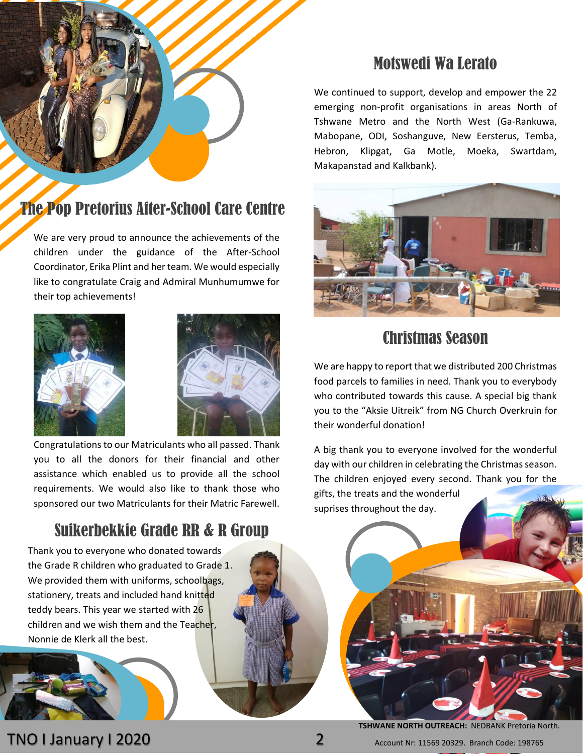## The Pop Pretorius After-School Care Centre

We are very proud to announce the achievements of the children under the guidance of the After-School Coordinator, Erika Plint and her team. We would especially like to congratulate Craig and Admiral Munhumumwe for their top achievements!

Congratulations to our Matriculants who all passed. Thank you to all the donors for their financial and other assistance which enabled us to provide all the school requirements. We would also like to thank those who sponsored our two Matriculants for their Matric Farewell.

## Suikerbekkie Grade RR & R Group

Thank you to everyone who donated towards the Grade R children who graduated to Grade 1. We provided them with uniforms, schoolbags, stationery, treats and included hand knitted teddy bears. This year we started with 26 children and we wish them and the Teacher, Nonnie de Klerk all the best.

## Motswedi Wa Lerato

We continued to support, develop and empower the 22 emerging non-profit organisations in areas North of Tshwane Metro and the North West (Ga-Rankuwa, Mabopane, ODI, Soshanguve, New Eersterus, Temba, Hebron, Klipgat, Ga Motle, Moeka, Swartdam, Makapanstad and Kalkbank).

## Christmas Season

We are happy to report that we distributed 200 Christmas food parcels to families in need. Thank you to everybody who contributed towards this cause. A special big thank you to the "Aksie Uitreik" from NG Church Overkruin for their wonderful donation!

A big thank you to everyone involved for the wonderful day with our children in celebrating the Christmas season. The children enjoyed every second. Thank you for the gifts, the treats and the wonderful suprises throughout the day.

**TSHWANE NORTH OUTREACH:** NEDBANK Pretoria North.
Account Nr: 11569 20329. Branch Code: 198765